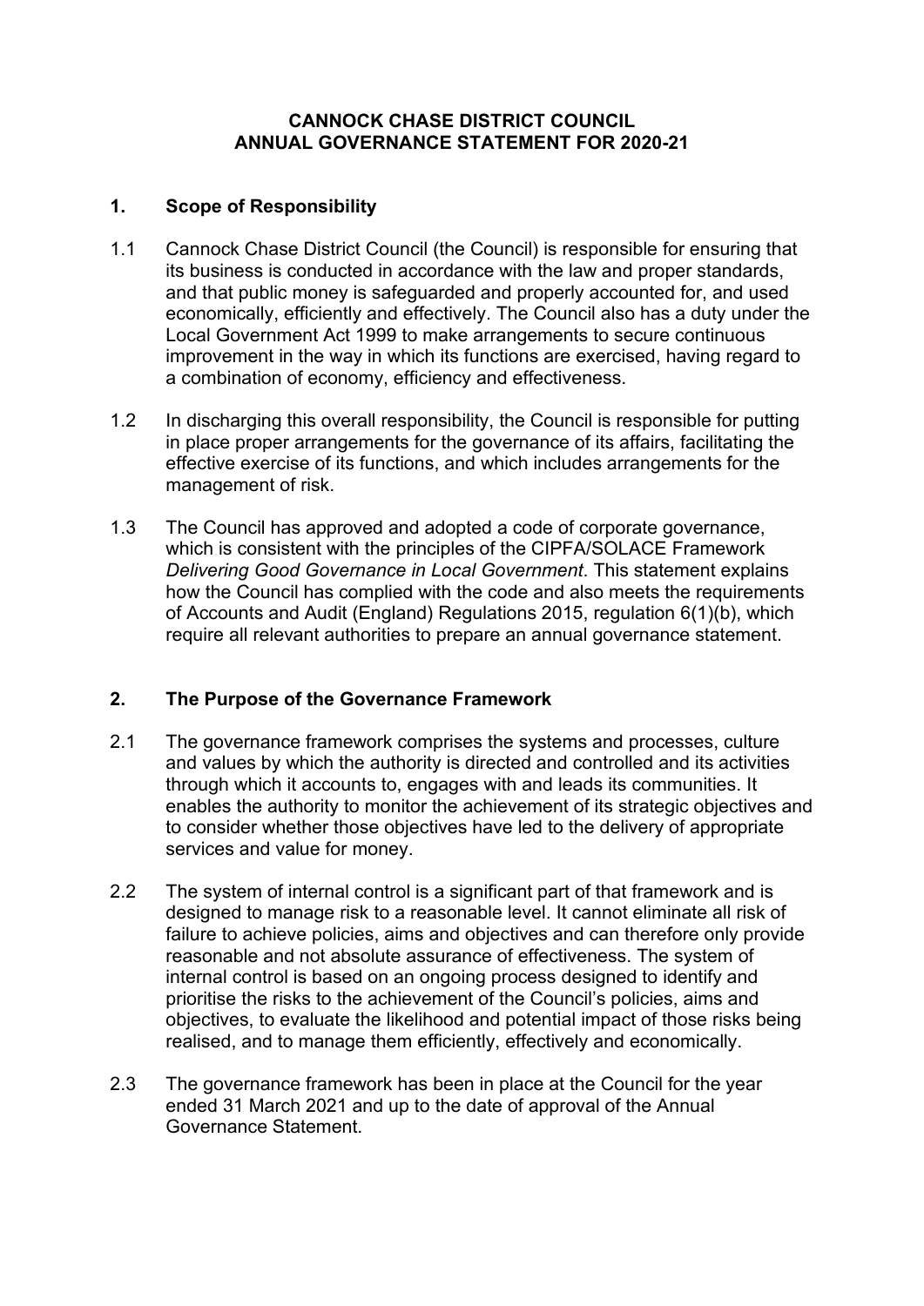# CANNOCK CHASE DISTRICT COUNCIL
# ANNUAL GOVERNANCE STATEMENT FOR 2020-21

## 1. Scope of Responsibility

1.1 Cannock Chase District Council (the Council) is responsible for ensuring that its business is conducted in accordance with the law and proper standards, and that public money is safeguarded and properly accounted for, and used economically, efficiently and effectively. The Council also has a duty under the Local Government Act 1999 to make arrangements to secure continuous improvement in the way in which its functions are exercised, having regard to a combination of economy, efficiency and effectiveness.

1.2 In discharging this overall responsibility, the Council is responsible for putting in place proper arrangements for the governance of its affairs, facilitating the effective exercise of its functions, and which includes arrangements for the management of risk.

1.3 The Council has approved and adopted a code of corporate governance, which is consistent with the principles of the CIPFA/SOLACE Framework *Delivering Good Governance in Local Government*. This statement explains how the Council has complied with the code and also meets the requirements of Accounts and Audit (England) Regulations 2015, regulation 6(1)(b), which require all relevant authorities to prepare an annual governance statement.

## 2. The Purpose of the Governance Framework

2.1 The governance framework comprises the systems and processes, culture and values by which the authority is directed and controlled and its activities through which it accounts to, engages with and leads its communities. It enables the authority to monitor the achievement of its strategic objectives and to consider whether those objectives have led to the delivery of appropriate services and value for money.

2.2 The system of internal control is a significant part of that framework and is designed to manage risk to a reasonable level. It cannot eliminate all risk of failure to achieve policies, aims and objectives and can therefore only provide reasonable and not absolute assurance of effectiveness. The system of internal control is based on an ongoing process designed to identify and prioritise the risks to the achievement of the Council's policies, aims and objectives, to evaluate the likelihood and potential impact of those risks being realised, and to manage them efficiently, effectively and economically.

2.3 The governance framework has been in place at the Council for the year ended 31 March 2021 and up to the date of approval of the Annual Governance Statement.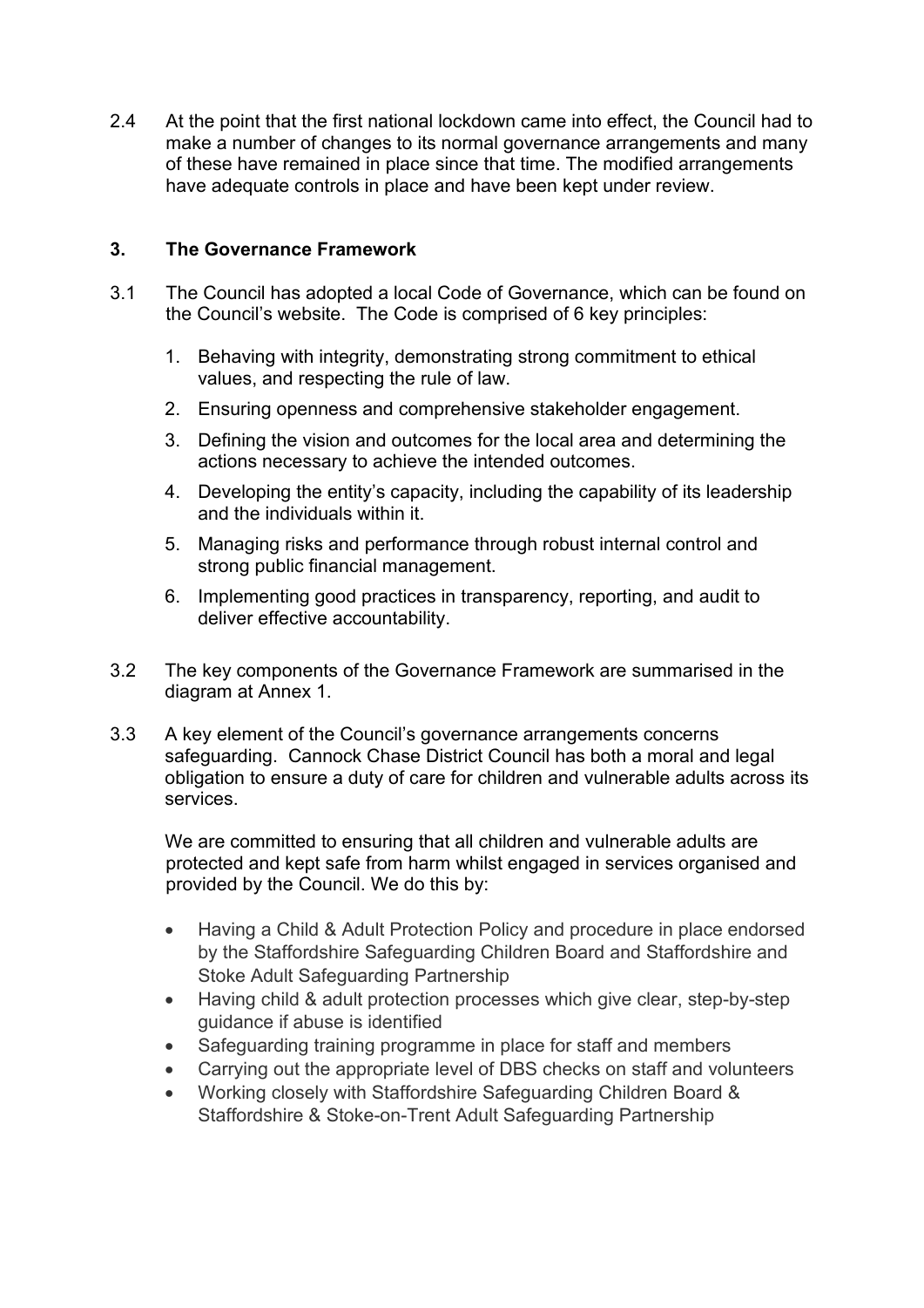2.4 At the point that the first national lockdown came into effect, the Council had to make a number of changes to its normal governance arrangements and many of these have remained in place since that time. The modified arrangements have adequate controls in place and have been kept under review.

## 3. The Governance Framework

3.1 The Council has adopted a local Code of Governance, which can be found on the Council's website. The Code is comprised of 6 key principles:

1. Behaving with integrity, demonstrating strong commitment to ethical values, and respecting the rule of law.
2. Ensuring openness and comprehensive stakeholder engagement.
3. Defining the vision and outcomes for the local area and determining the actions necessary to achieve the intended outcomes.
4. Developing the entity's capacity, including the capability of its leadership and the individuals within it.
5. Managing risks and performance through robust internal control and strong public financial management.
6. Implementing good practices in transparency, reporting, and audit to deliver effective accountability.

3.2 The key components of the Governance Framework are summarised in the diagram at Annex 1.

3.3 A key element of the Council's governance arrangements concerns safeguarding. Cannock Chase District Council has both a moral and legal obligation to ensure a duty of care for children and vulnerable adults across its services.

We are committed to ensuring that all children and vulnerable adults are protected and kept safe from harm whilst engaged in services organised and provided by the Council. We do this by:

- Having a Child & Adult Protection Policy and procedure in place endorsed by the Staffordshire Safeguarding Children Board and Staffordshire and Stoke Adult Safeguarding Partnership
- Having child & adult protection processes which give clear, step-by-step guidance if abuse is identified
- Safeguarding training programme in place for staff and members
- Carrying out the appropriate level of DBS checks on staff and volunteers
- Working closely with Staffordshire Safeguarding Children Board & Staffordshire & Stoke-on-Trent Adult Safeguarding Partnership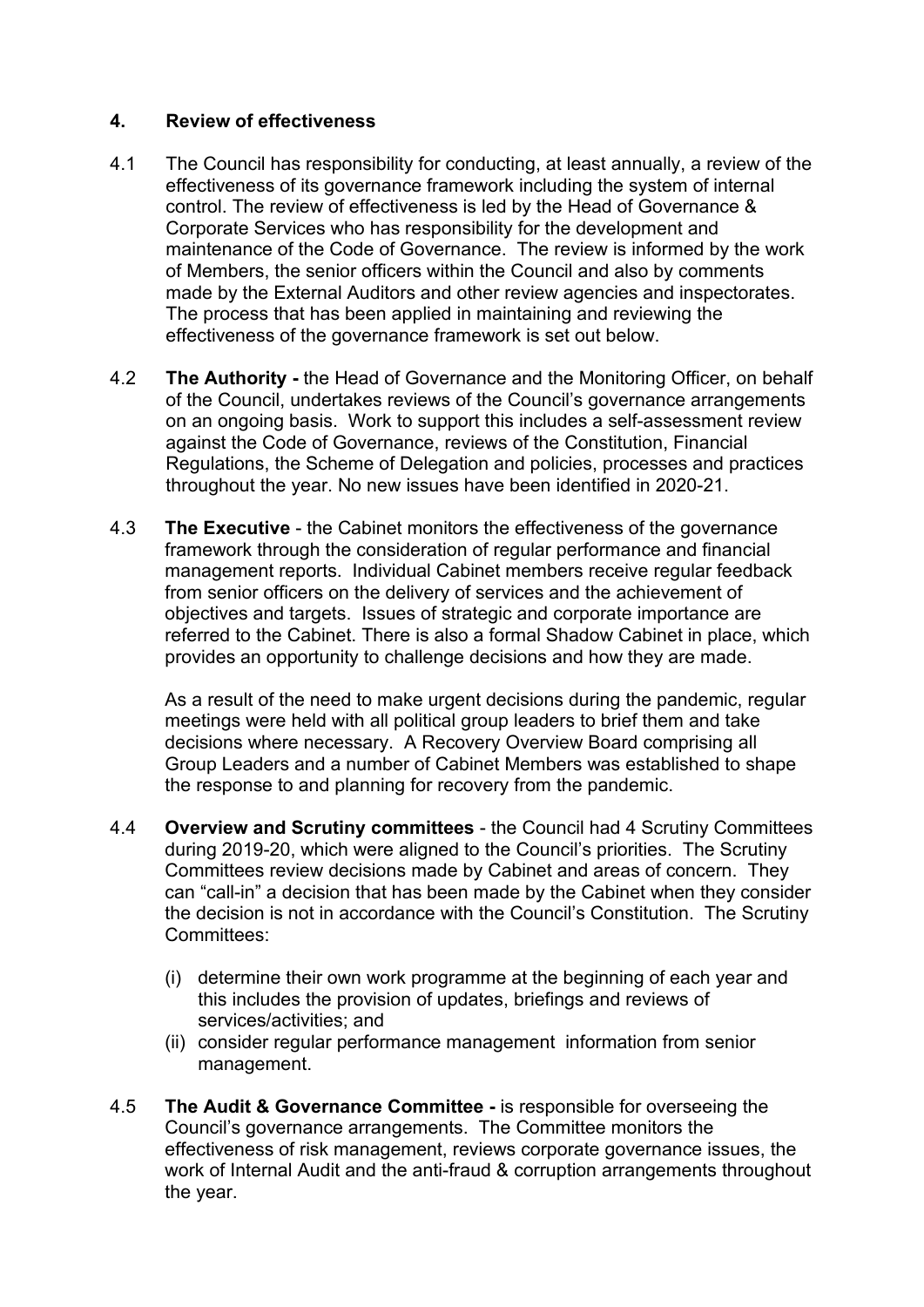## 4. Review of effectiveness

4.1 The Council has responsibility for conducting, at least annually, a review of the effectiveness of its governance framework including the system of internal control. The review of effectiveness is led by the Head of Governance & Corporate Services who has responsibility for the development and maintenance of the Code of Governance. The review is informed by the work of Members, the senior officers within the Council and also by comments made by the External Auditors and other review agencies and inspectorates. The process that has been applied in maintaining and reviewing the effectiveness of the governance framework is set out below.

4.2 **The Authority -** the Head of Governance and the Monitoring Officer, on behalf of the Council, undertakes reviews of the Council's governance arrangements on an ongoing basis. Work to support this includes a self-assessment review against the Code of Governance, reviews of the Constitution, Financial Regulations, the Scheme of Delegation and policies, processes and practices throughout the year. No new issues have been identified in 2020-21.

4.3 **The Executive** - the Cabinet monitors the effectiveness of the governance framework through the consideration of regular performance and financial management reports. Individual Cabinet members receive regular feedback from senior officers on the delivery of services and the achievement of objectives and targets. Issues of strategic and corporate importance are referred to the Cabinet. There is also a formal Shadow Cabinet in place, which provides an opportunity to challenge decisions and how they are made.

As a result of the need to make urgent decisions during the pandemic, regular meetings were held with all political group leaders to brief them and take decisions where necessary. A Recovery Overview Board comprising all Group Leaders and a number of Cabinet Members was established to shape the response to and planning for recovery from the pandemic.

4.4 **Overview and Scrutiny committees** - the Council had 4 Scrutiny Committees during 2019-20, which were aligned to the Council's priorities. The Scrutiny Committees review decisions made by Cabinet and areas of concern. They can "call-in" a decision that has been made by the Cabinet when they consider the decision is not in accordance with the Council's Constitution. The Scrutiny Committees:

(i) determine their own work programme at the beginning of each year and this includes the provision of updates, briefings and reviews of services/activities; and
(ii) consider regular performance management information from senior management.

4.5 **The Audit & Governance Committee -** is responsible for overseeing the Council's governance arrangements. The Committee monitors the effectiveness of risk management, reviews corporate governance issues, the work of Internal Audit and the anti-fraud & corruption arrangements throughout the year.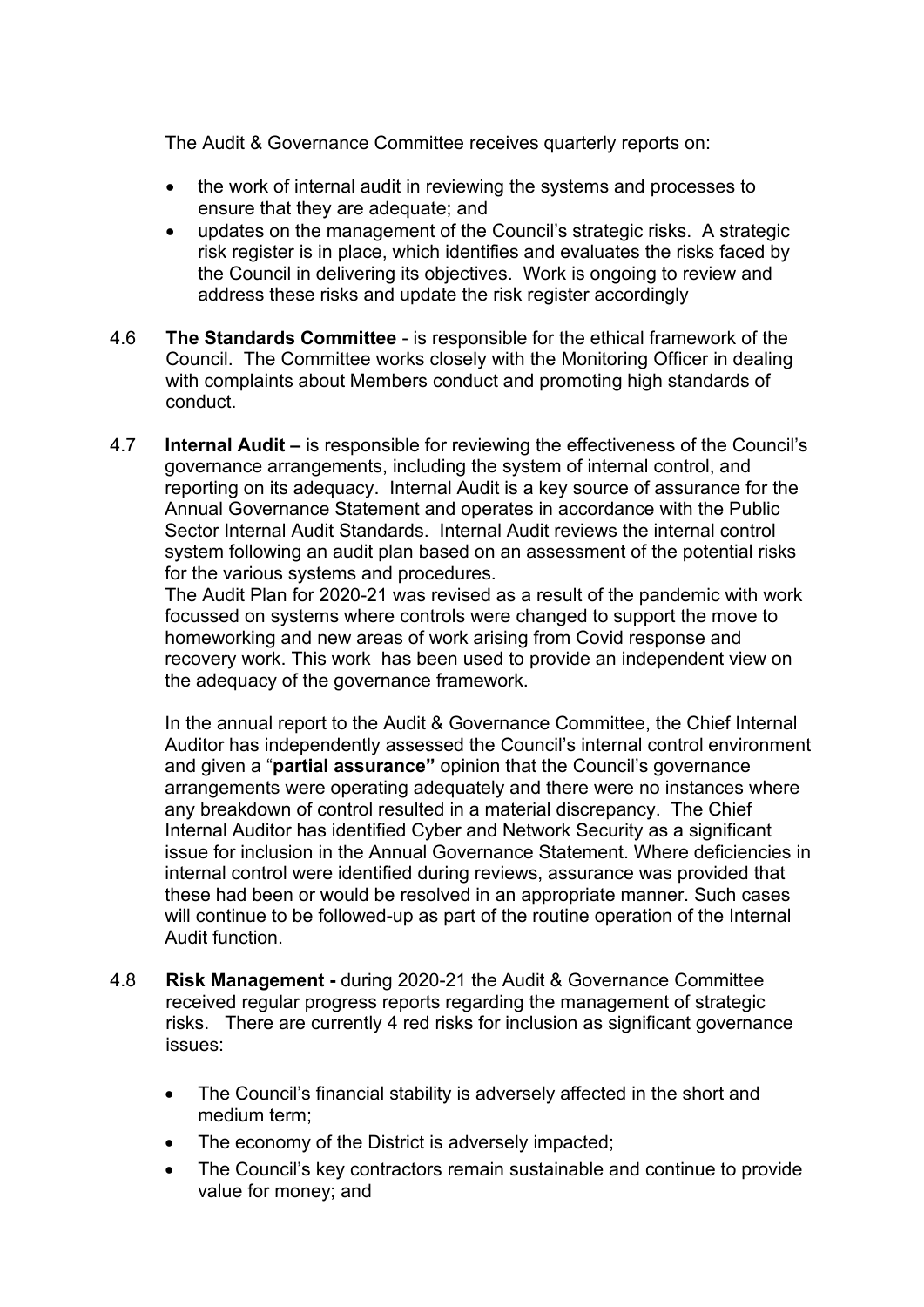The Audit & Governance Committee receives quarterly reports on:

- the work of internal audit in reviewing the systems and processes to ensure that they are adequate; and
- updates on the management of the Council's strategic risks. A strategic risk register is in place, which identifies and evaluates the risks faced by the Council in delivering its objectives. Work is ongoing to review and address these risks and update the risk register accordingly

4.6 **The Standards Committee** - is responsible for the ethical framework of the Council. The Committee works closely with the Monitoring Officer in dealing with complaints about Members conduct and promoting high standards of conduct.

4.7 **Internal Audit –** is responsible for reviewing the effectiveness of the Council's governance arrangements, including the system of internal control, and reporting on its adequacy. Internal Audit is a key source of assurance for the Annual Governance Statement and operates in accordance with the Public Sector Internal Audit Standards. Internal Audit reviews the internal control system following an audit plan based on an assessment of the potential risks for the various systems and procedures.
The Audit Plan for 2020-21 was revised as a result of the pandemic with work focussed on systems where controls were changed to support the move to homeworking and new areas of work arising from Covid response and recovery work. This work has been used to provide an independent view on the adequacy of the governance framework.

In the annual report to the Audit & Governance Committee, the Chief Internal Auditor has independently assessed the Council's internal control environment and given a "**partial assurance"** opinion that the Council's governance arrangements were operating adequately and there were no instances where any breakdown of control resulted in a material discrepancy. The Chief Internal Auditor has identified Cyber and Network Security as a significant issue for inclusion in the Annual Governance Statement. Where deficiencies in internal control were identified during reviews, assurance was provided that these had been or would be resolved in an appropriate manner. Such cases will continue to be followed-up as part of the routine operation of the Internal Audit function.

4.8 **Risk Management -** during 2020-21 the Audit & Governance Committee received regular progress reports regarding the management of strategic risks. There are currently 4 red risks for inclusion as significant governance issues:

- The Council's financial stability is adversely affected in the short and medium term;
- The economy of the District is adversely impacted;
- The Council's key contractors remain sustainable and continue to provide value for money; and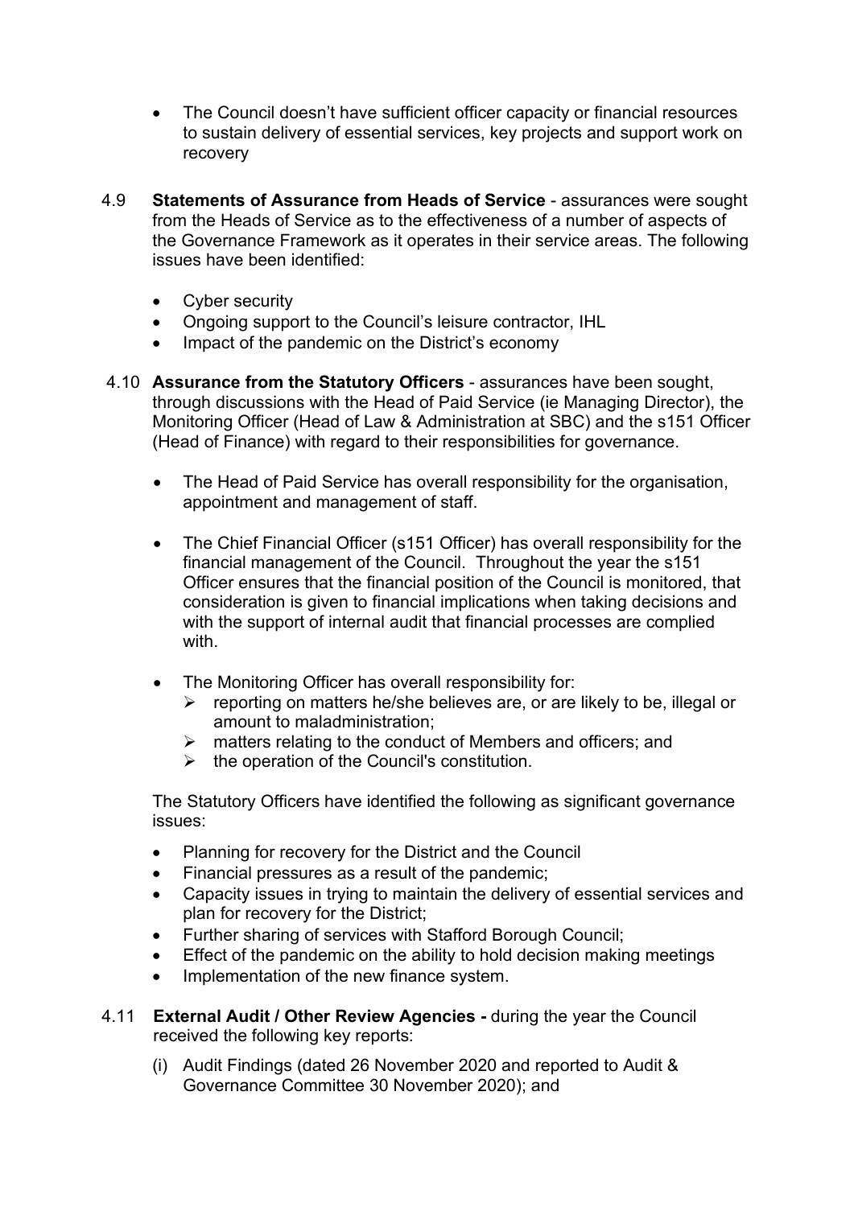- The Council doesn't have sufficient officer capacity or financial resources to sustain delivery of essential services, key projects and support work on recovery

4.9 **Statements of Assurance from Heads of Service** - assurances were sought from the Heads of Service as to the effectiveness of a number of aspects of the Governance Framework as it operates in their service areas. The following issues have been identified:

- Cyber security
- Ongoing support to the Council's leisure contractor, IHL
- Impact of the pandemic on the District's economy

4.10 **Assurance from the Statutory Officers** - assurances have been sought, through discussions with the Head of Paid Service (ie Managing Director), the Monitoring Officer (Head of Law & Administration at SBC) and the s151 Officer (Head of Finance) with regard to their responsibilities for governance.

- The Head of Paid Service has overall responsibility for the organisation, appointment and management of staff.
- The Chief Financial Officer (s151 Officer) has overall responsibility for the financial management of the Council. Throughout the year the s151 Officer ensures that the financial position of the Council is monitored, that consideration is given to financial implications when taking decisions and with the support of internal audit that financial processes are complied with.
- The Monitoring Officer has overall responsibility for:
  - reporting on matters he/she believes are, or are likely to be, illegal or amount to maladministration;
  - matters relating to the conduct of Members and officers; and
  - the operation of the Council's constitution.

The Statutory Officers have identified the following as significant governance issues:

- Planning for recovery for the District and the Council
- Financial pressures as a result of the pandemic;
- Capacity issues in trying to maintain the delivery of essential services and plan for recovery for the District;
- Further sharing of services with Stafford Borough Council;
- Effect of the pandemic on the ability to hold decision making meetings
- Implementation of the new finance system.

4.11 **External Audit / Other Review Agencies -** during the year the Council received the following key reports:

(i) Audit Findings (dated 26 November 2020 and reported to Audit & Governance Committee 30 November 2020); and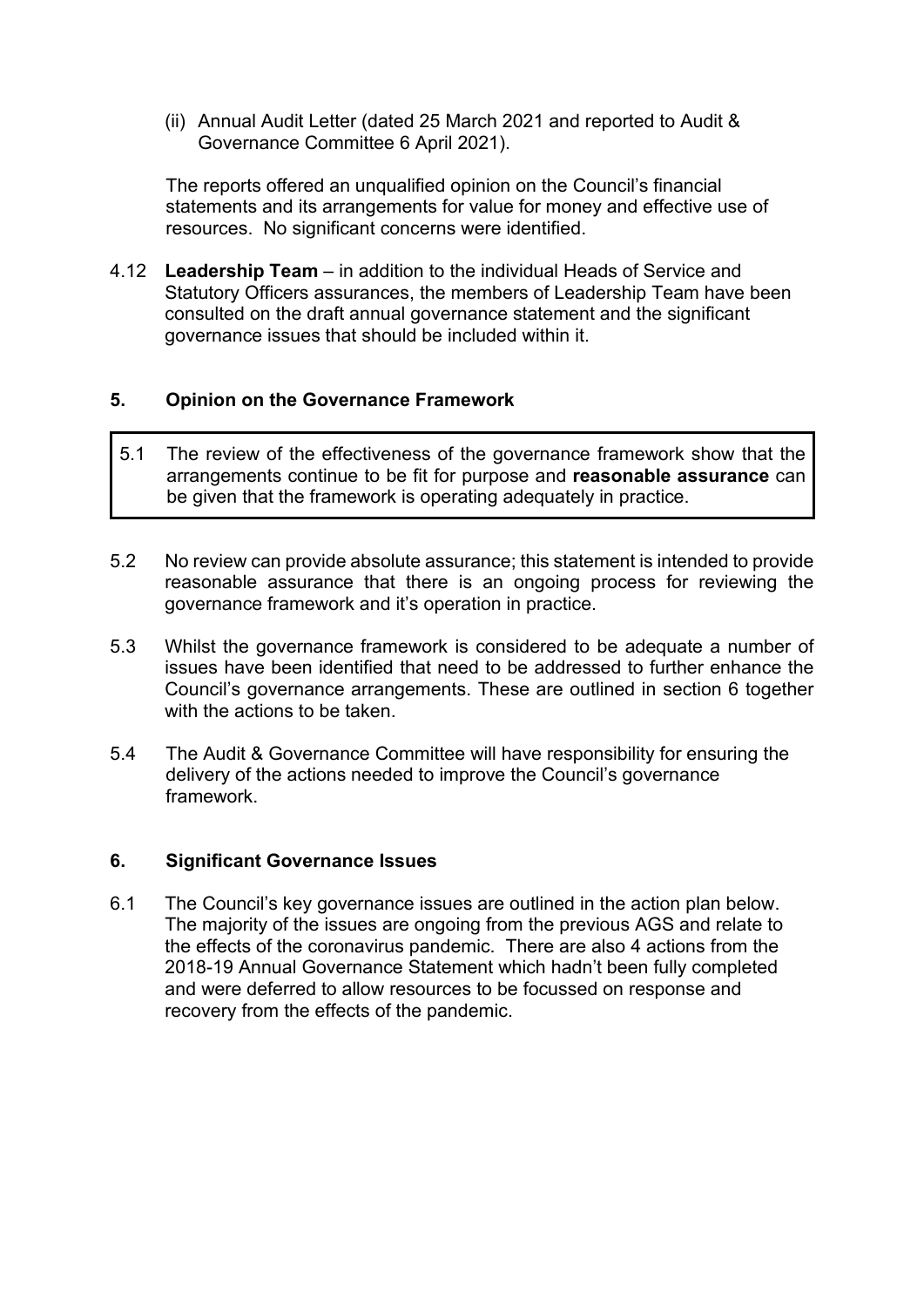(ii) Annual Audit Letter (dated 25 March 2021 and reported to Audit & Governance Committee 6 April 2021).

The reports offered an unqualified opinion on the Council's financial statements and its arrangements for value for money and effective use of resources. No significant concerns were identified.

4.12 **Leadership Team** – in addition to the individual Heads of Service and Statutory Officers assurances, the members of Leadership Team have been consulted on the draft annual governance statement and the significant governance issues that should be included within it.

## 5. Opinion on the Governance Framework

5.1 The review of the effectiveness of the governance framework show that the arrangements continue to be fit for purpose and **reasonable assurance** can be given that the framework is operating adequately in practice.

5.2 No review can provide absolute assurance; this statement is intended to provide reasonable assurance that there is an ongoing process for reviewing the governance framework and it's operation in practice.

5.3 Whilst the governance framework is considered to be adequate a number of issues have been identified that need to be addressed to further enhance the Council's governance arrangements. These are outlined in section 6 together with the actions to be taken.

5.4 The Audit & Governance Committee will have responsibility for ensuring the delivery of the actions needed to improve the Council's governance framework.

## 6. Significant Governance Issues

6.1 The Council's key governance issues are outlined in the action plan below. The majority of the issues are ongoing from the previous AGS and relate to the effects of the coronavirus pandemic. There are also 4 actions from the 2018-19 Annual Governance Statement which hadn't been fully completed and were deferred to allow resources to be focussed on response and recovery from the effects of the pandemic.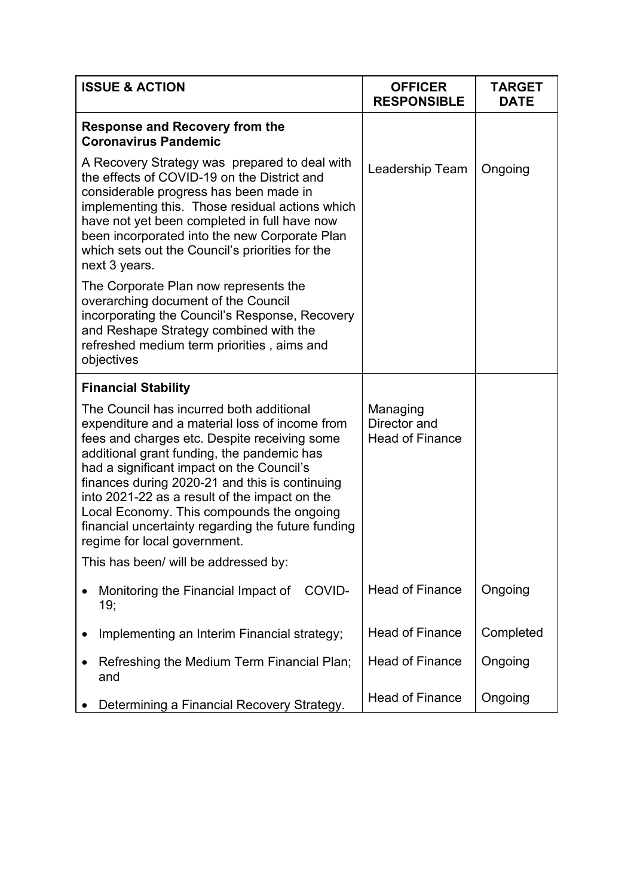| ISSUE & ACTION | OFFICER RESPONSIBLE | TARGET DATE |
|---|---|---|
| **Response and Recovery from the Coronavirus Pandemic**<br><br>A Recovery Strategy was prepared to deal with the effects of COVID-19 on the District and considerable progress has been made in implementing this. Those residual actions which have not yet been completed in full have now been incorporated into the new Corporate Plan which sets out the Council's priorities for the next 3 years.<br><br>The Corporate Plan now represents the overarching document of the Council incorporating the Council's Response, Recovery and Reshape Strategy combined with the refreshed medium term priorities , aims and objectives | Leadership Team | Ongoing |
| **Financial Stability**<br><br>The Council has incurred both additional expenditure and a material loss of income from fees and charges etc. Despite receiving some additional grant funding, the pandemic has had a significant impact on the Council's finances during 2020-21 and this is continuing into 2021-22 as a result of the impact on the Local Economy. This compounds the ongoing financial uncertainty regarding the future funding regime for local government.<br><br>This has been/ will be addressed by: | Managing Director and Head of Finance | |
| • Monitoring the Financial Impact of COVID-19; | Head of Finance | Ongoing |
| • Implementing an Interim Financial strategy; | Head of Finance | Completed |
| • Refreshing the Medium Term Financial Plan; and | Head of Finance | Ongoing |
| • Determining a Financial Recovery Strategy. | Head of Finance | Ongoing |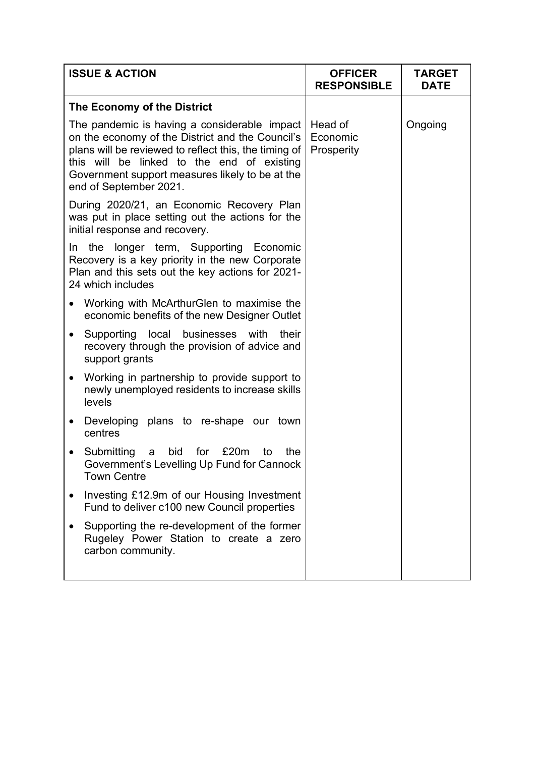| ISSUE & ACTION | OFFICER RESPONSIBLE | TARGET DATE |
|---|---|---|
| **The Economy of the District**<br><br>The pandemic is having a considerable impact on the economy of the District and the Council's plans will be reviewed to reflect this, the timing of this will be linked to the end of existing Government support measures likely to be at the end of September 2021.<br><br>During 2020/21, an Economic Recovery Plan was put in place setting out the actions for the initial response and recovery.<br><br>In the longer term, Supporting Economic Recovery is a key priority in the new Corporate Plan and this sets out the key actions for 2021-24 which includes<br><br>• Working with McArthurGlen to maximise the economic benefits of the new Designer Outlet<br>• Supporting local businesses with their recovery through the provision of advice and support grants<br>• Working in partnership to provide support to newly unemployed residents to increase skills levels<br>• Developing plans to re-shape our town centres<br>• Submitting a bid for £20m to the Government's Levelling Up Fund for Cannock Town Centre<br>• Investing £12.9m of our Housing Investment Fund to deliver c100 new Council properties<br>• Supporting the re-development of the former Rugeley Power Station to create a zero carbon community. | Head of Economic Prosperity | Ongoing |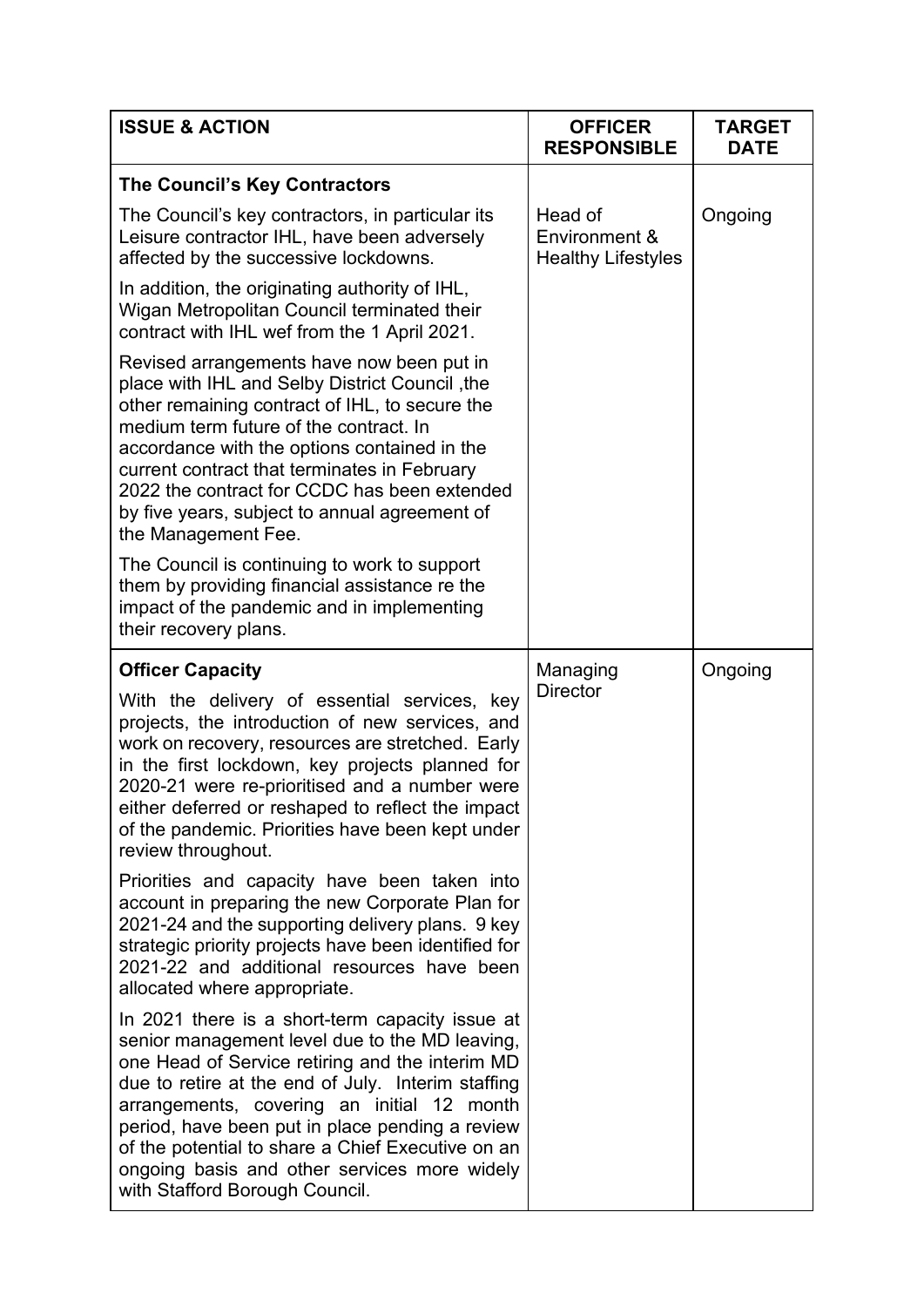| ISSUE & ACTION | OFFICER RESPONSIBLE | TARGET DATE |
|---|---|---|
| **The Council's Key Contractors**<br><br>The Council's key contractors, in particular its Leisure contractor IHL, have been adversely affected by the successive lockdowns.<br><br>In addition, the originating authority of IHL, Wigan Metropolitan Council terminated their contract with IHL wef from the 1 April 2021.<br><br>Revised arrangements have now been put in place with IHL and Selby District Council ,the other remaining contract of IHL, to secure the medium term future of the contract. In accordance with the options contained in the current contract that terminates in February 2022 the contract for CCDC has been extended by five years, subject to annual agreement of the Management Fee.<br><br>The Council is continuing to work to support them by providing financial assistance re the impact of the pandemic and in implementing their recovery plans. | Head of Environment & Healthy Lifestyles | Ongoing |
| **Officer Capacity**<br><br>With the delivery of essential services, key projects, the introduction of new services, and work on recovery, resources are stretched. Early in the first lockdown, key projects planned for 2020-21 were re-prioritised and a number were either deferred or reshaped to reflect the impact of the pandemic. Priorities have been kept under review throughout.<br><br>Priorities and capacity have been taken into account in preparing the new Corporate Plan for 2021-24 and the supporting delivery plans. 9 key strategic priority projects have been identified for 2021-22 and additional resources have been allocated where appropriate.<br><br>In 2021 there is a short-term capacity issue at senior management level due to the MD leaving, one Head of Service retiring and the interim MD due to retire at the end of July. Interim staffing arrangements, covering an initial 12 month period, have been put in place pending a review of the potential to share a Chief Executive on an ongoing basis and other services more widely with Stafford Borough Council. | Managing Director | Ongoing |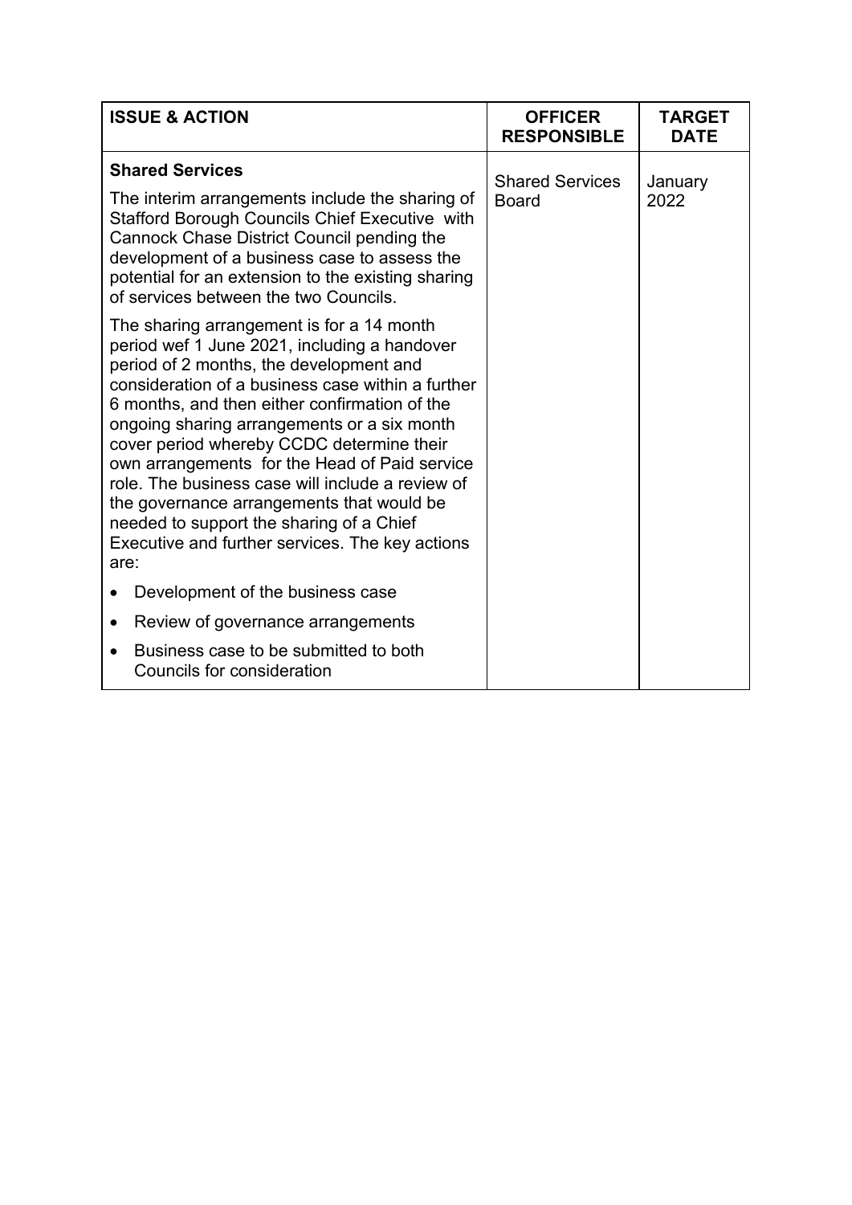| ISSUE & ACTION | OFFICER RESPONSIBLE | TARGET DATE |
|---|---|---|
| **Shared Services**<br><br>The interim arrangements include the sharing of Stafford Borough Councils Chief Executive with Cannock Chase District Council pending the development of a business case to assess the potential for an extension to the existing sharing of services between the two Councils.<br><br>The sharing arrangement is for a 14 month period wef 1 June 2021, including a handover period of 2 months, the development and consideration of a business case within a further 6 months, and then either confirmation of the ongoing sharing arrangements or a six month cover period whereby CCDC determine their own arrangements for the Head of Paid service role. The business case will include a review of the governance arrangements that would be needed to support the sharing of a Chief Executive and further services. The key actions are:<br><br>• Development of the business case<br>• Review of governance arrangements<br>• Business case to be submitted to both Councils for consideration | Shared Services Board | January 2022 |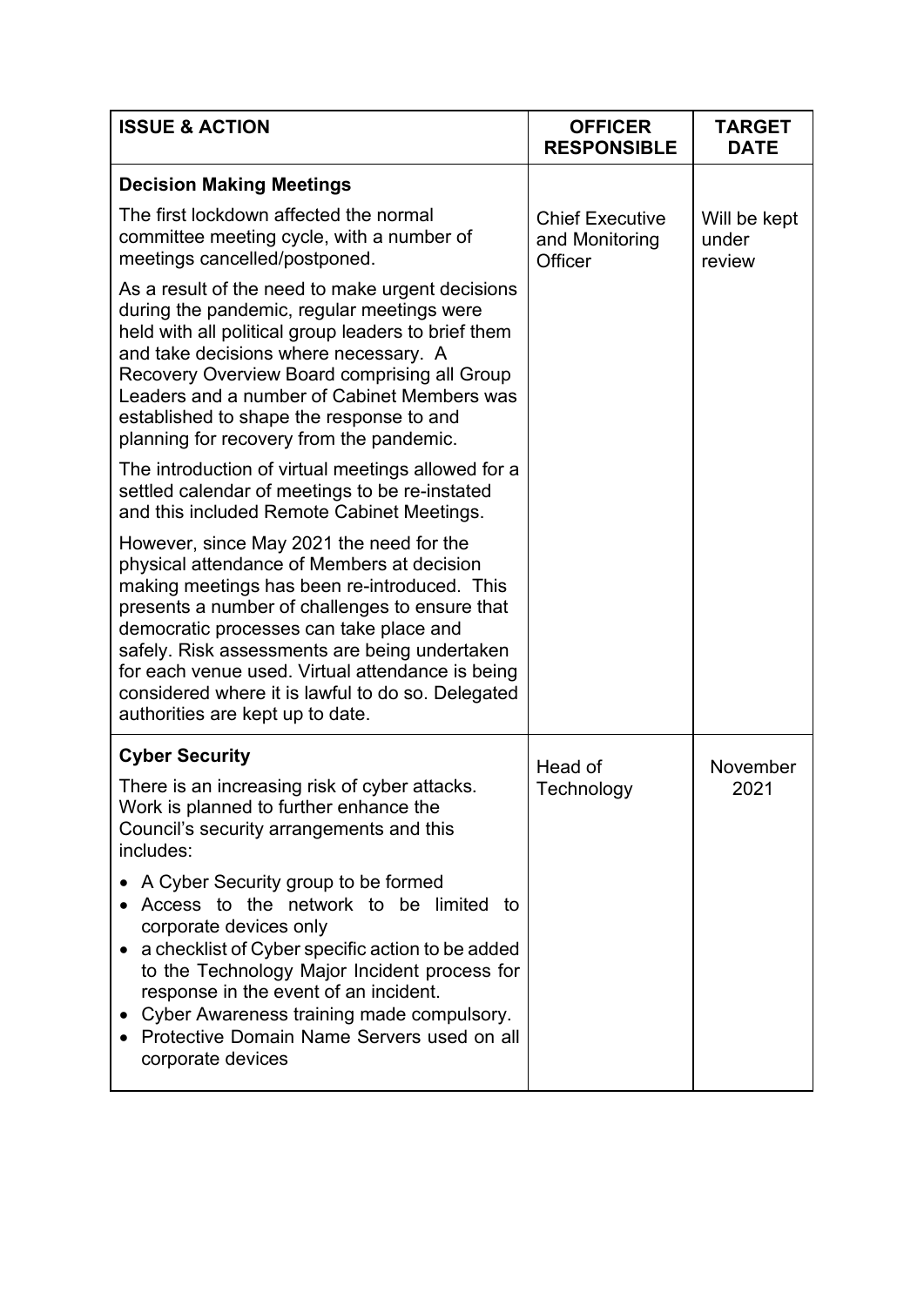| ISSUE & ACTION | OFFICER RESPONSIBLE | TARGET DATE |
|---|---|---|
| **Decision Making Meetings**<br><br>The first lockdown affected the normal committee meeting cycle, with a number of meetings cancelled/postponed.<br><br>As a result of the need to make urgent decisions during the pandemic, regular meetings were held with all political group leaders to brief them and take decisions where necessary. A Recovery Overview Board comprising all Group Leaders and a number of Cabinet Members was established to shape the response to and planning for recovery from the pandemic.<br><br>The introduction of virtual meetings allowed for a settled calendar of meetings to be re-instated and this included Remote Cabinet Meetings.<br><br>However, since May 2021 the need for the physical attendance of Members at decision making meetings has been re-introduced. This presents a number of challenges to ensure that democratic processes can take place and safely. Risk assessments are being undertaken for each venue used. Virtual attendance is being considered where it is lawful to do so. Delegated authorities are kept up to date. | Chief Executive and Monitoring Officer | Will be kept under review |
| **Cyber Security**<br><br>There is an increasing risk of cyber attacks. Work is planned to further enhance the Council's security arrangements and this includes:<br><br>• A Cyber Security group to be formed<br>• Access to the network to be limited to corporate devices only<br>• a checklist of Cyber specific action to be added to the Technology Major Incident process for response in the event of an incident.<br>• Cyber Awareness training made compulsory.<br>• Protective Domain Name Servers used on all corporate devices | Head of Technology | November 2021 |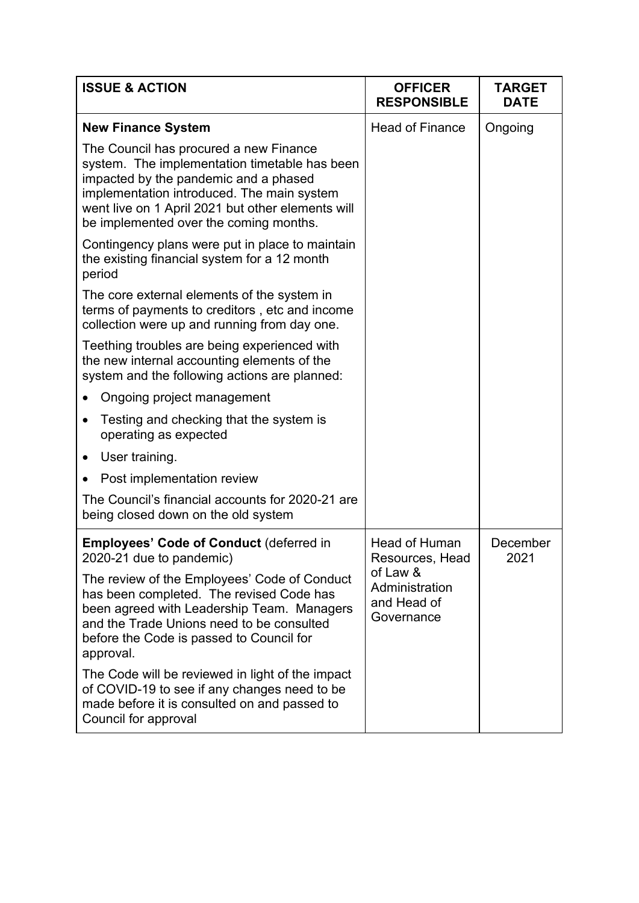| ISSUE & ACTION | OFFICER RESPONSIBLE | TARGET DATE |
| --- | --- | --- |
| **New Finance System**<br><br>The Council has procured a new Finance system. The implementation timetable has been impacted by the pandemic and a phased implementation introduced. The main system went live on 1 April 2021 but other elements will be implemented over the coming months.<br><br>Contingency plans were put in place to maintain the existing financial system for a 12 month period<br><br>The core external elements of the system in terms of payments to creditors , etc and income collection were up and running from day one.<br><br>Teething troubles are being experienced with the new internal accounting elements of the system and the following actions are planned:<br><br>• Ongoing project management<br>• Testing and checking that the system is operating as expected<br>• User training.<br>• Post implementation review<br><br>The Council's financial accounts for 2020-21 are being closed down on the old system | Head of Finance | Ongoing |
| **Employees' Code of Conduct** (deferred in 2020-21 due to pandemic)<br><br>The review of the Employees' Code of Conduct has been completed. The revised Code has been agreed with Leadership Team. Managers and the Trade Unions need to be consulted before the Code is passed to Council for approval.<br><br>The Code will be reviewed in light of the impact of COVID-19 to see if any changes need to be made before it is consulted on and passed to Council for approval | Head of Human Resources, Head of Law & Administration and Head of Governance | December 2021 |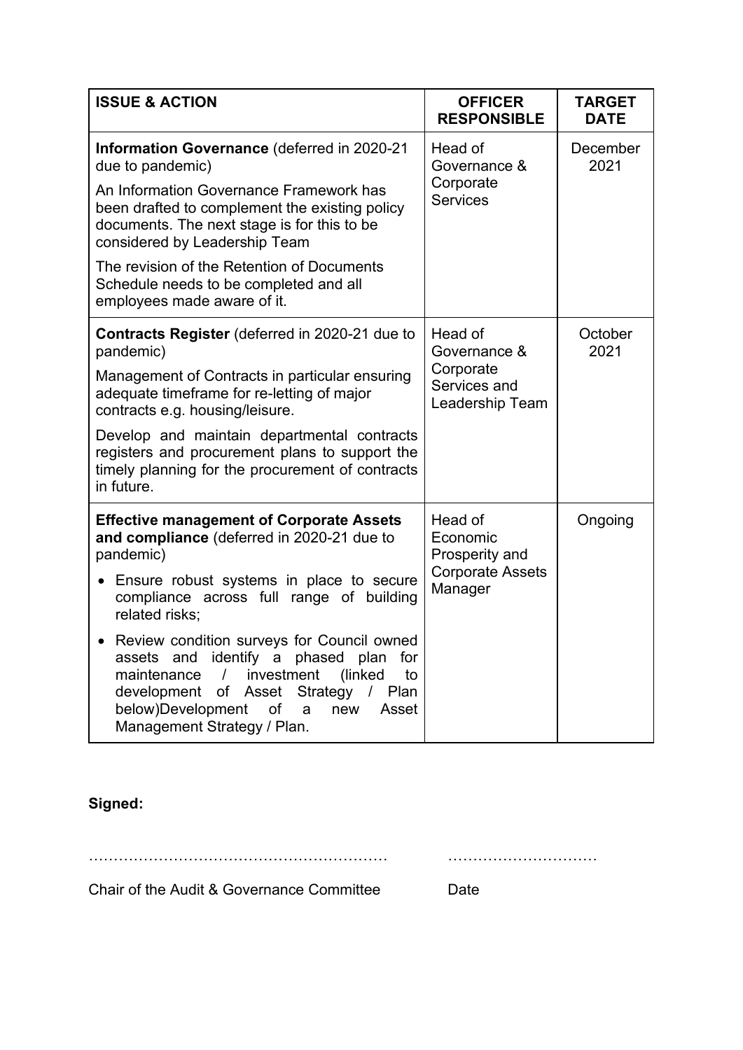| ISSUE & ACTION | OFFICER RESPONSIBLE | TARGET DATE |
|---|---|---|
| **Information Governance** (deferred in 2020-21 due to pandemic)<br><br>An Information Governance Framework has been drafted to complement the existing policy documents. The next stage is for this to be considered by Leadership Team<br><br>The revision of the Retention of Documents Schedule needs to be completed and all employees made aware of it. | Head of Governance & Corporate Services | December 2021 |
| **Contracts Register** (deferred in 2020-21 due to pandemic)<br><br>Management of Contracts in particular ensuring adequate timeframe for re-letting of major contracts e.g. housing/leisure.<br><br>Develop and maintain departmental contracts registers and procurement plans to support the timely planning for the procurement of contracts in future. | Head of Governance & Corporate Services and Leadership Team | October 2021 |
| **Effective management of Corporate Assets and compliance** (deferred in 2020-21 due to pandemic)<br><br>• Ensure robust systems in place to secure compliance across full range of building related risks;<br><br>• Review condition surveys for Council owned assets and identify a phased plan for maintenance / investment (linked to development of Asset Strategy / Plan below)Development of a new Asset Management Strategy / Plan. | Head of Economic Prosperity and Corporate Assets Manager | Ongoing |

**Signed:**

…………………………………………………… …………………………

Chair of the Audit & Governance Committee Date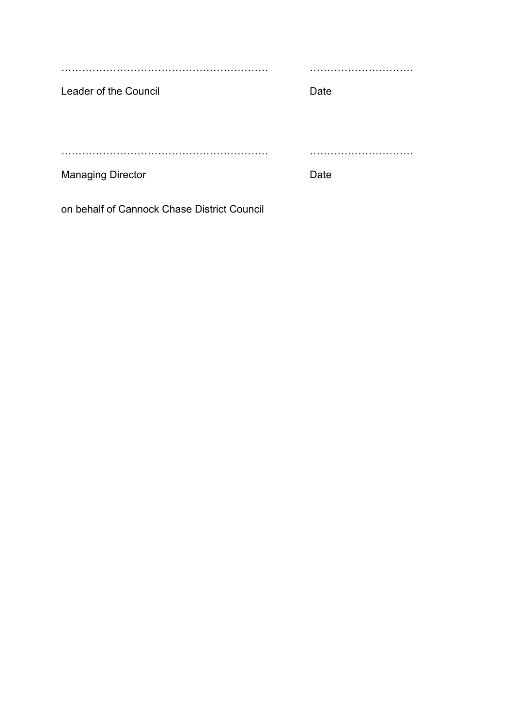……………………………………………………  …………………………

Leader of the Council  Date

……………………………………………………  …………………………

Managing Director  Date

on behalf of Cannock Chase District Council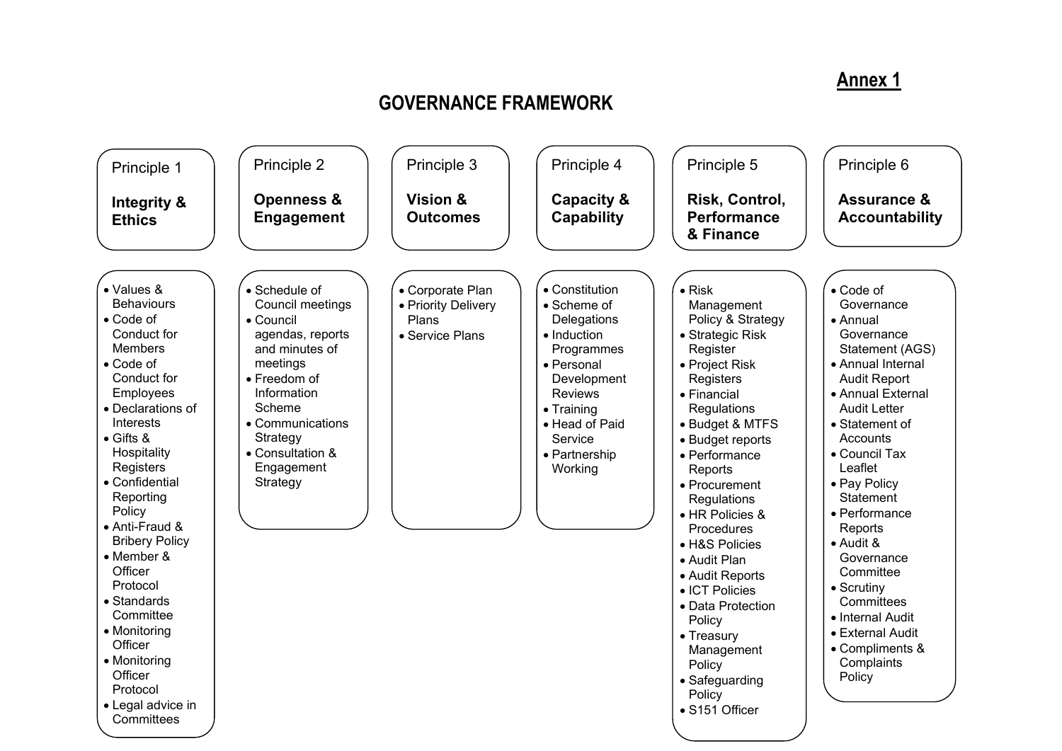**Annex 1**

# GOVERNANCE FRAMEWORK

## Principle 1

### Integrity & Ethics

- Values & Behaviours
- Code of Conduct for Members
- Code of Conduct for Employees
- Declarations of Interests
- Gifts & Hospitality Registers
- Confidential Reporting Policy
- Anti-Fraud & Bribery Policy
- Member & Officer Protocol
- Standards Committee
- Monitoring Officer
- Monitoring Officer Protocol
- Legal advice in Committees

## Principle 2

### Openness & Engagement

- Schedule of Council meetings
- Council agendas, reports and minutes of meetings
- Freedom of Information Scheme
- Communications Strategy
- Consultation & Engagement Strategy

## Principle 3

### Vision & Outcomes

- Corporate Plan
- Priority Delivery Plans
- Service Plans

## Principle 4

### Capacity & Capability

- Constitution
- Scheme of Delegations
- Induction Programmes
- Personal Development Reviews
- Training
- Head of Paid Service
- Partnership Working

## Principle 5

### Risk, Control, Performance & Finance

- Risk Management Policy & Strategy
- Strategic Risk Register
- Project Risk Registers
- Financial Regulations
- Budget & MTFS
- Budget reports
- Performance Reports
- Procurement Regulations
- HR Policies & Procedures
- H&S Policies
- Audit Plan
- Audit Reports
- ICT Policies
- Data Protection Policy
- Treasury Management Policy
- Safeguarding Policy
- S151 Officer

## Principle 6

### Assurance & Accountability

- Code of Governance
- Annual Governance Statement (AGS)
- Annual Internal Audit Report
- Annual External Audit Letter
- Statement of Accounts
- Council Tax Leaflet
- Pay Policy Statement
- Performance Reports
- Audit & Governance Committee
- Scrutiny Committees
- Internal Audit
- External Audit
- Compliments & Complaints Policy